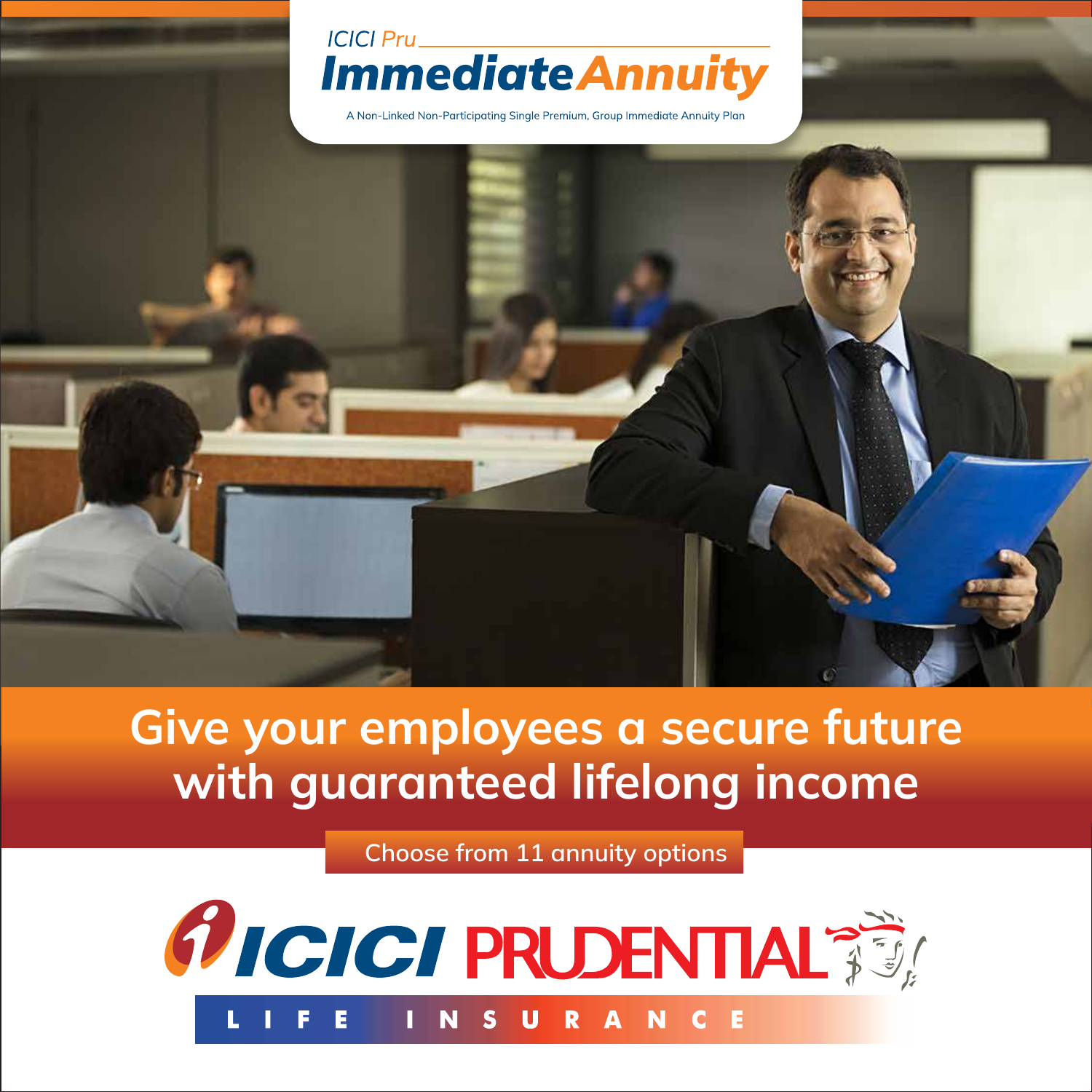ICICI Pru

# Immediate Annuity

A Non-Linked Non-Participating Single Premium, Group Immediate Annuity Plan

## Give your employees a secure future with guaranteed lifelong income

Choose from 11 annuity options

ICICI PRUDENTIAL LIFE INSURANCE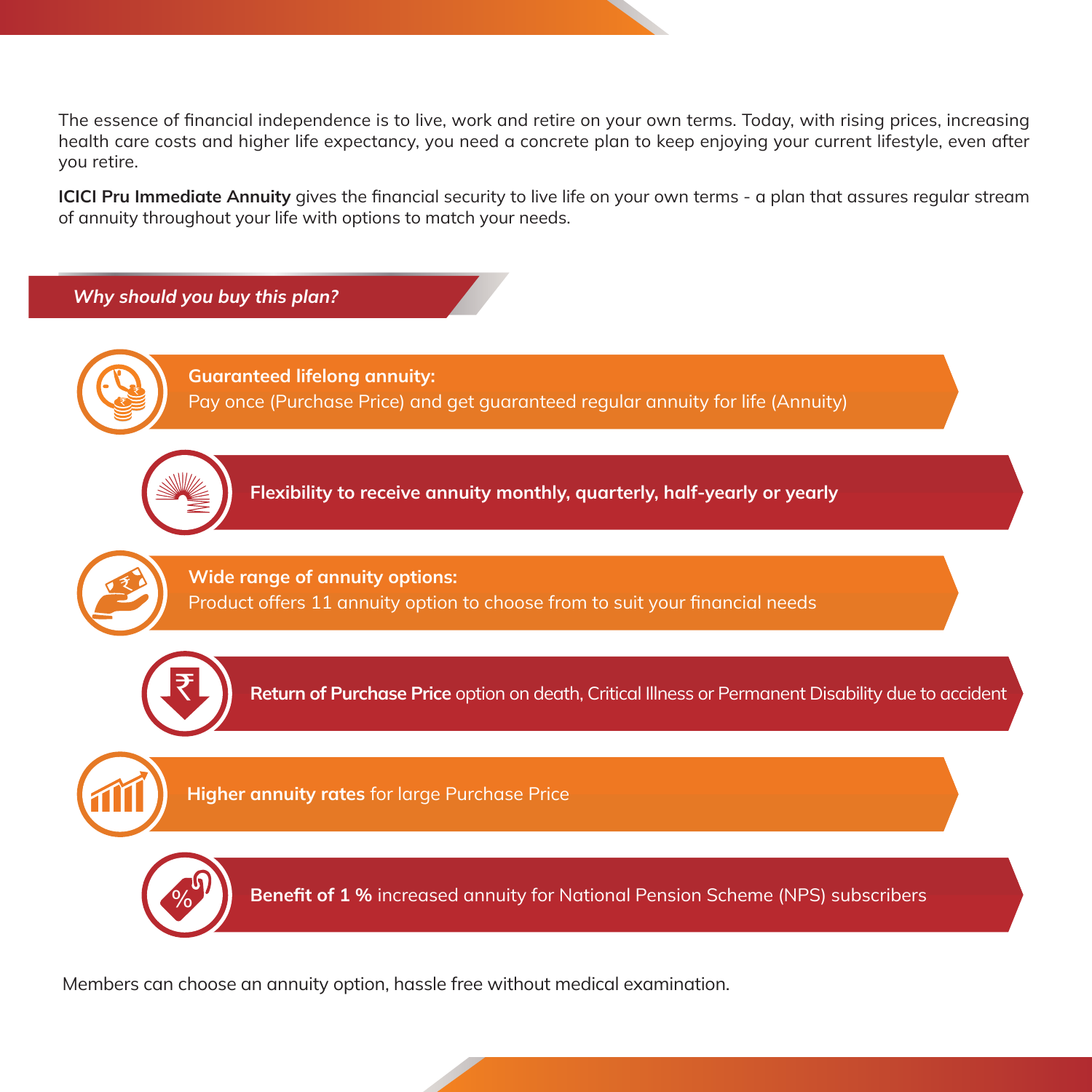The essence of financial independence is to live, work and retire on your own terms. Today, with rising prices, increasing health care costs and higher life expectancy, you need a concrete plan to keep enjoying your current lifestyle, even after you retire.

**ICICI Pru Immediate Annuity** gives the financial security to live life on your own terms - a plan that assures regular stream of annuity throughout your life with options to match your needs.

## *Why should you buy this plan?*

- **Guaranteed lifelong annuity:** Pay once (Purchase Price) and get guaranteed regular annuity for life (Annuity)
- **Flexibility to receive annuity monthly, quarterly, half-yearly or yearly**
- **Wide range of annuity options:** Product offers 11 annuity option to choose from to suit your financial needs
- **Return of Purchase Price** option on death, Critical Illness or Permanent Disability due to accident
- **Higher annuity rates** for large Purchase Price
- **Benefit of 1 %** increased annuity for National Pension Scheme (NPS) subscribers

Members can choose an annuity option, hassle free without medical examination.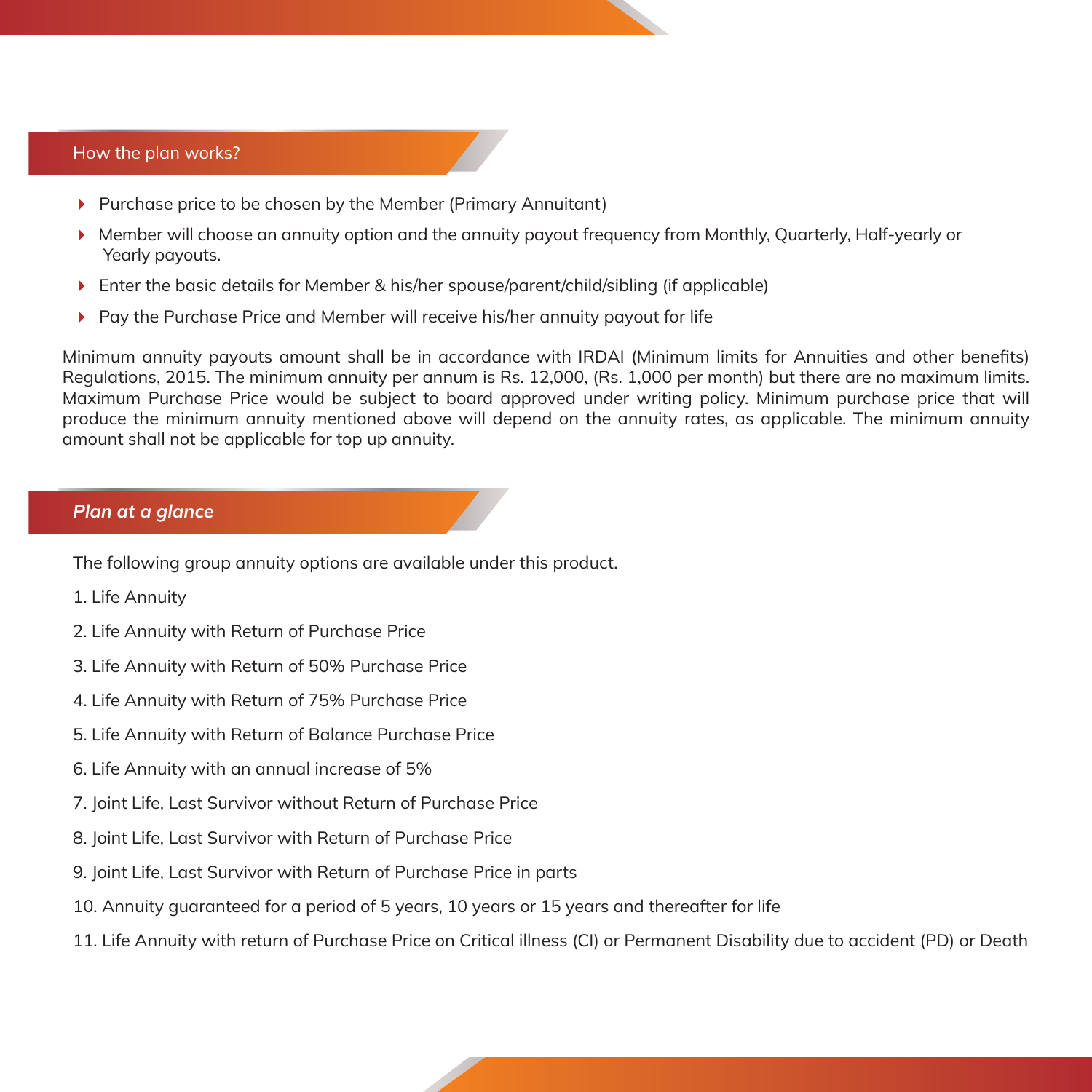## How the plan works?

- Purchase price to be chosen by the Member (Primary Annuitant)
- Member will choose an annuity option and the annuity payout frequency from Monthly, Quarterly, Half-yearly or Yearly payouts.
- Enter the basic details for Member & his/her spouse/parent/child/sibling (if applicable)
- Pay the Purchase Price and Member will receive his/her annuity payout for life

Minimum annuity payouts amount shall be in accordance with IRDAI (Minimum limits for Annuities and other benefits) Regulations, 2015. The minimum annuity per annum is Rs. 12,000, (Rs. 1,000 per month) but there are no maximum limits. Maximum Purchase Price would be subject to board approved under writing policy. Minimum purchase price that will produce the minimum annuity mentioned above will depend on the annuity rates, as applicable. The minimum annuity amount shall not be applicable for top up annuity.

## *Plan at a glance*

The following group annuity options are available under this product.

1. Life Annuity
2. Life Annuity with Return of Purchase Price
3. Life Annuity with Return of 50% Purchase Price
4. Life Annuity with Return of 75% Purchase Price
5. Life Annuity with Return of Balance Purchase Price
6. Life Annuity with an annual increase of 5%
7. Joint Life, Last Survivor without Return of Purchase Price
8. Joint Life, Last Survivor with Return of Purchase Price
9. Joint Life, Last Survivor with Return of Purchase Price in parts
10. Annuity guaranteed for a period of 5 years, 10 years or 15 years and thereafter for life
11. Life Annuity with return of Purchase Price on Critical illness (CI) or Permanent Disability due to accident (PD) or Death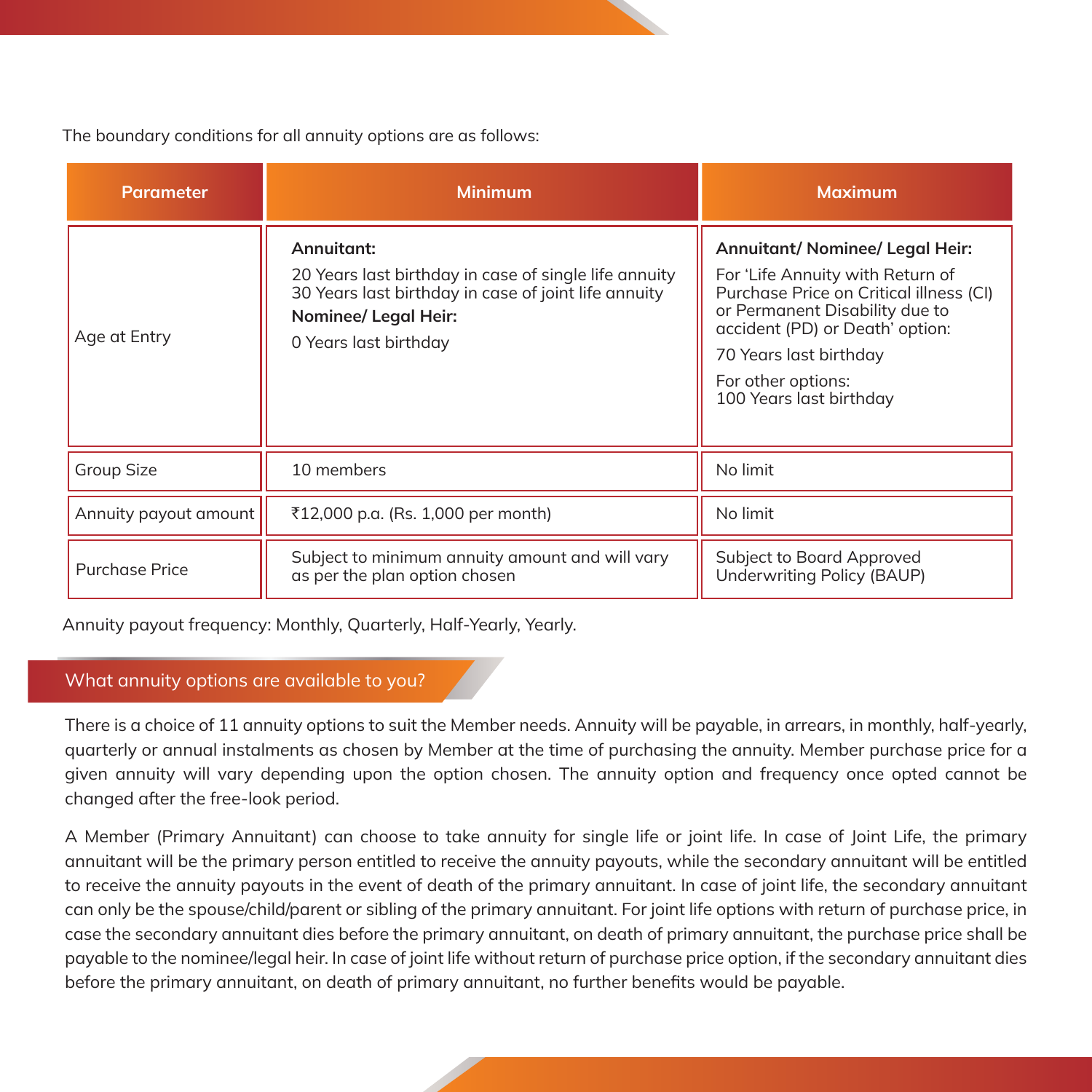The boundary conditions for all annuity options are as follows:

| Parameter | Minimum | Maximum |
| --- | --- | --- |
| Age at Entry | **Annuitant:**<br>20 Years last birthday in case of single life annuity<br>30 Years last birthday in case of joint life annuity<br>**Nominee/ Legal Heir:**<br>0 Years last birthday | **Annuitant/ Nominee/ Legal Heir:**<br>For 'Life Annuity with Return of Purchase Price on Critical illness (CI) or Permanent Disability due to accident (PD) or Death' option:<br>70 Years last birthday<br>For other options:<br>100 Years last birthday |
| Group Size | 10 members | No limit |
| Annuity payout amount | ₹12,000 p.a. (Rs. 1,000 per month) | No limit |
| Purchase Price | Subject to minimum annuity amount and will vary as per the plan option chosen | Subject to Board Approved Underwriting Policy (BAUP) |

Annuity payout frequency: Monthly, Quarterly, Half-Yearly, Yearly.

## What annuity options are available to you?

There is a choice of 11 annuity options to suit the Member needs. Annuity will be payable, in arrears, in monthly, half-yearly, quarterly or annual instalments as chosen by Member at the time of purchasing the annuity. Member purchase price for a given annuity will vary depending upon the option chosen. The annuity option and frequency once opted cannot be changed after the free-look period.

A Member (Primary Annuitant) can choose to take annuity for single life or joint life. In case of Joint Life, the primary annuitant will be the primary person entitled to receive the annuity payouts, while the secondary annuitant will be entitled to receive the annuity payouts in the event of death of the primary annuitant. In case of joint life, the secondary annuitant can only be the spouse/child/parent or sibling of the primary annuitant. For joint life options with return of purchase price, in case the secondary annuitant dies before the primary annuitant, on death of primary annuitant, the purchase price shall be payable to the nominee/legal heir. In case of joint life without return of purchase price option, if the secondary annuitant dies before the primary annuitant, on death of primary annuitant, no further benefits would be payable.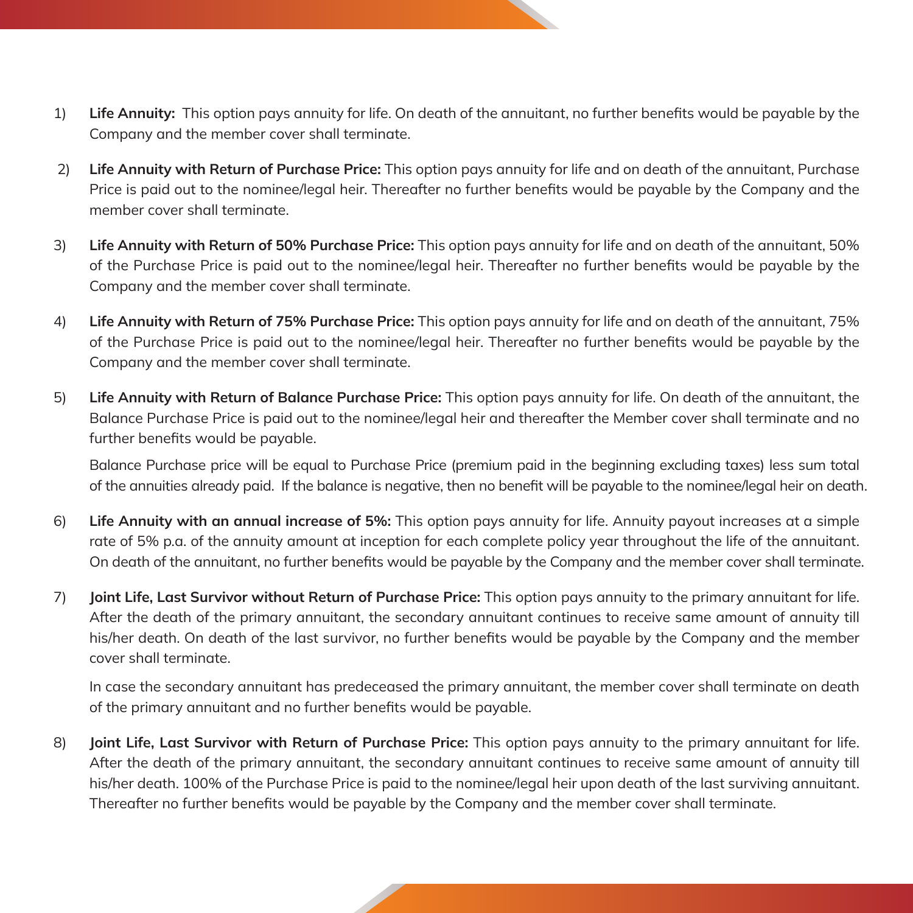1) **Life Annuity:** This option pays annuity for life. On death of the annuitant, no further benefits would be payable by the Company and the member cover shall terminate.

2) **Life Annuity with Return of Purchase Price:** This option pays annuity for life and on death of the annuitant, Purchase Price is paid out to the nominee/legal heir. Thereafter no further benefits would be payable by the Company and the member cover shall terminate.

3) **Life Annuity with Return of 50% Purchase Price:** This option pays annuity for life and on death of the annuitant, 50% of the Purchase Price is paid out to the nominee/legal heir. Thereafter no further benefits would be payable by the Company and the member cover shall terminate.

4) **Life Annuity with Return of 75% Purchase Price:** This option pays annuity for life and on death of the annuitant, 75% of the Purchase Price is paid out to the nominee/legal heir. Thereafter no further benefits would be payable by the Company and the member cover shall terminate.

5) **Life Annuity with Return of Balance Purchase Price:** This option pays annuity for life. On death of the annuitant, the Balance Purchase Price is paid out to the nominee/legal heir and thereafter the Member cover shall terminate and no further benefits would be payable.

   Balance Purchase price will be equal to Purchase Price (premium paid in the beginning excluding taxes) less sum total of the annuities already paid. If the balance is negative, then no benefit will be payable to the nominee/legal heir on death.

6) **Life Annuity with an annual increase of 5%:** This option pays annuity for life. Annuity payout increases at a simple rate of 5% p.a. of the annuity amount at inception for each complete policy year throughout the life of the annuitant. On death of the annuitant, no further benefits would be payable by the Company and the member cover shall terminate.

7) **Joint Life, Last Survivor without Return of Purchase Price:** This option pays annuity to the primary annuitant for life. After the death of the primary annuitant, the secondary annuitant continues to receive same amount of annuity till his/her death. On death of the last survivor, no further benefits would be payable by the Company and the member cover shall terminate.

   In case the secondary annuitant has predeceased the primary annuitant, the member cover shall terminate on death of the primary annuitant and no further benefits would be payable.

8) **Joint Life, Last Survivor with Return of Purchase Price:** This option pays annuity to the primary annuitant for life. After the death of the primary annuitant, the secondary annuitant continues to receive same amount of annuity till his/her death. 100% of the Purchase Price is paid to the nominee/legal heir upon death of the last surviving annuitant. Thereafter no further benefits would be payable by the Company and the member cover shall terminate.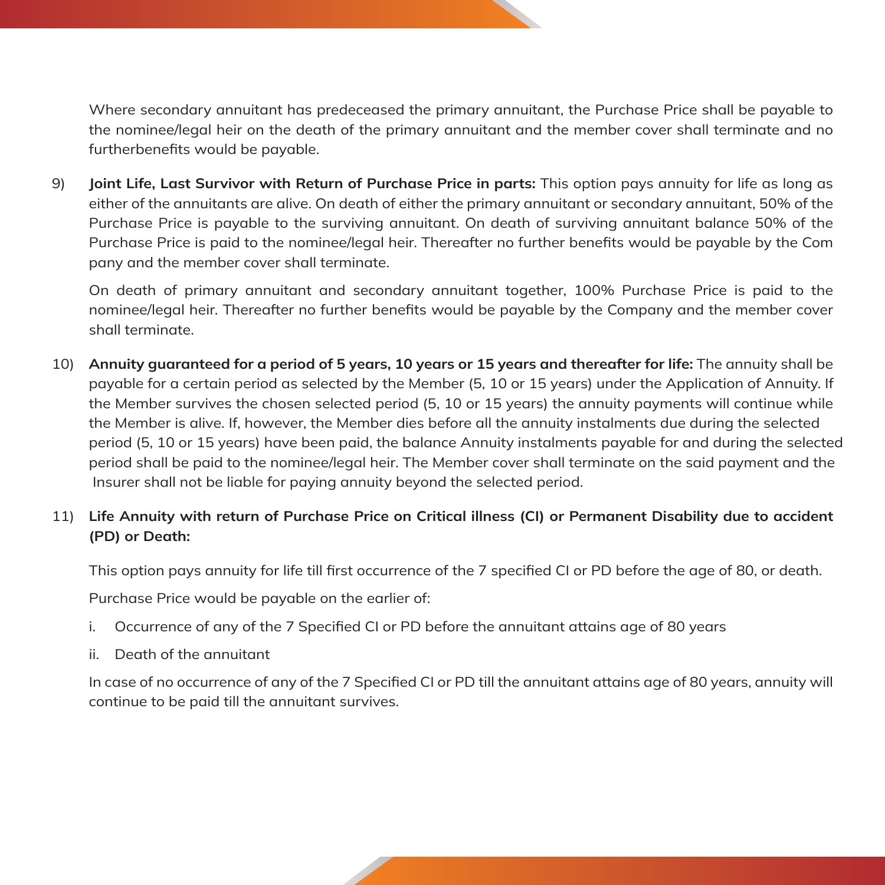Where secondary annuitant has predeceased the primary annuitant, the Purchase Price shall be payable to the nominee/legal heir on the death of the primary annuitant and the member cover shall terminate and no furtherbenefits would be payable.

9) **Joint Life, Last Survivor with Return of Purchase Price in parts:** This option pays annuity for life as long as either of the annuitants are alive. On death of either the primary annuitant or secondary annuitant, 50% of the Purchase Price is payable to the surviving annuitant. On death of surviving annuitant balance 50% of the Purchase Price is paid to the nominee/legal heir. Thereafter no further benefits would be payable by the Com pany and the member cover shall terminate.

   On death of primary annuitant and secondary annuitant together, 100% Purchase Price is paid to the nominee/legal heir. Thereafter no further benefits would be payable by the Company and the member cover shall terminate.

10) **Annuity guaranteed for a period of 5 years, 10 years or 15 years and thereafter for life:** The annuity shall be payable for a certain period as selected by the Member (5, 10 or 15 years) under the Application of Annuity. If the Member survives the chosen selected period (5, 10 or 15 years) the annuity payments will continue while the Member is alive. If, however, the Member dies before all the annuity instalments due during the selected period (5, 10 or 15 years) have been paid, the balance Annuity instalments payable for and during the selected period shall be paid to the nominee/legal heir. The Member cover shall terminate on the said payment and the Insurer shall not be liable for paying annuity beyond the selected period.

11) **Life Annuity with return of Purchase Price on Critical illness (CI) or Permanent Disability due to accident (PD) or Death:**

   This option pays annuity for life till first occurrence of the 7 specified CI or PD before the age of 80, or death.

   Purchase Price would be payable on the earlier of:

   i. Occurrence of any of the 7 Specified CI or PD before the annuitant attains age of 80 years

   ii. Death of the annuitant

   In case of no occurrence of any of the 7 Specified CI or PD till the annuitant attains age of 80 years, annuity will continue to be paid till the annuitant survives.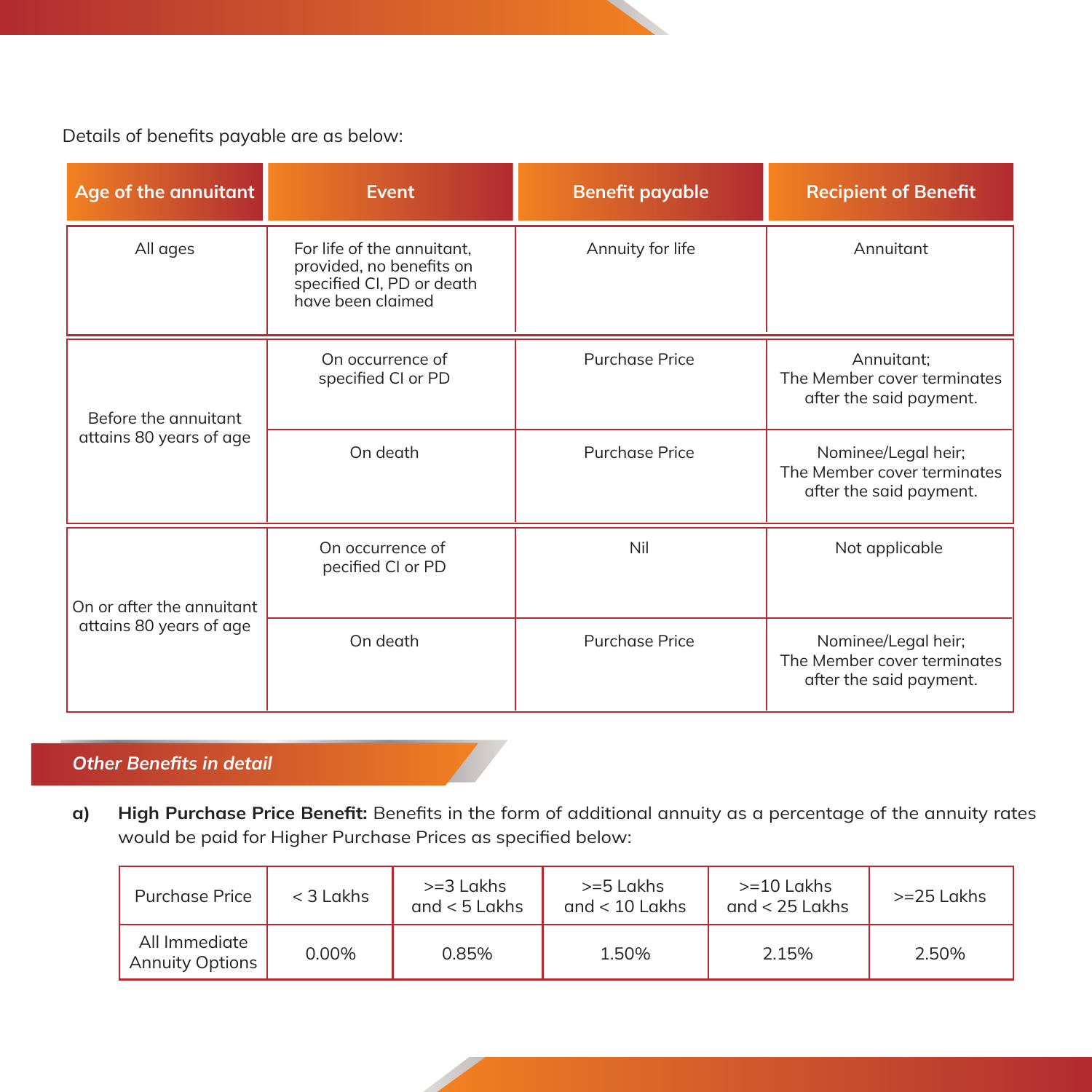Details of benefits payable are as below:

| Age of the annuitant | Event | Benefit payable | Recipient of Benefit |
|---|---|---|---|
| All ages | For life of the annuitant, provided, no benefits on specified CI, PD or death have been claimed | Annuity for life | Annuitant |
| Before the annuitant attains 80 years of age | On occurrence of specified CI or PD | Purchase Price | Annuitant; The Member cover terminates after the said payment. |
| | On death | Purchase Price | Nominee/Legal heir; The Member cover terminates after the said payment. |
| On or after the annuitant attains 80 years of age | On occurrence of pecified CI or PD | Nil | Not applicable |
| | On death | Purchase Price | Nominee/Legal heir; The Member cover terminates after the said payment. |

## *Other Benefits in detail*

a) **High Purchase Price Benefit:** Benefits in the form of additional annuity as a percentage of the annuity rates would be paid for Higher Purchase Prices as specified below:

| Purchase Price | < 3 Lakhs | >=3 Lakhs and < 5 Lakhs | >=5 Lakhs and < 10 Lakhs | >=10 Lakhs and < 25 Lakhs | >=25 Lakhs |
|---|---|---|---|---|---|
| All Immediate Annuity Options | 0.00% | 0.85% | 1.50% | 2.15% | 2.50% |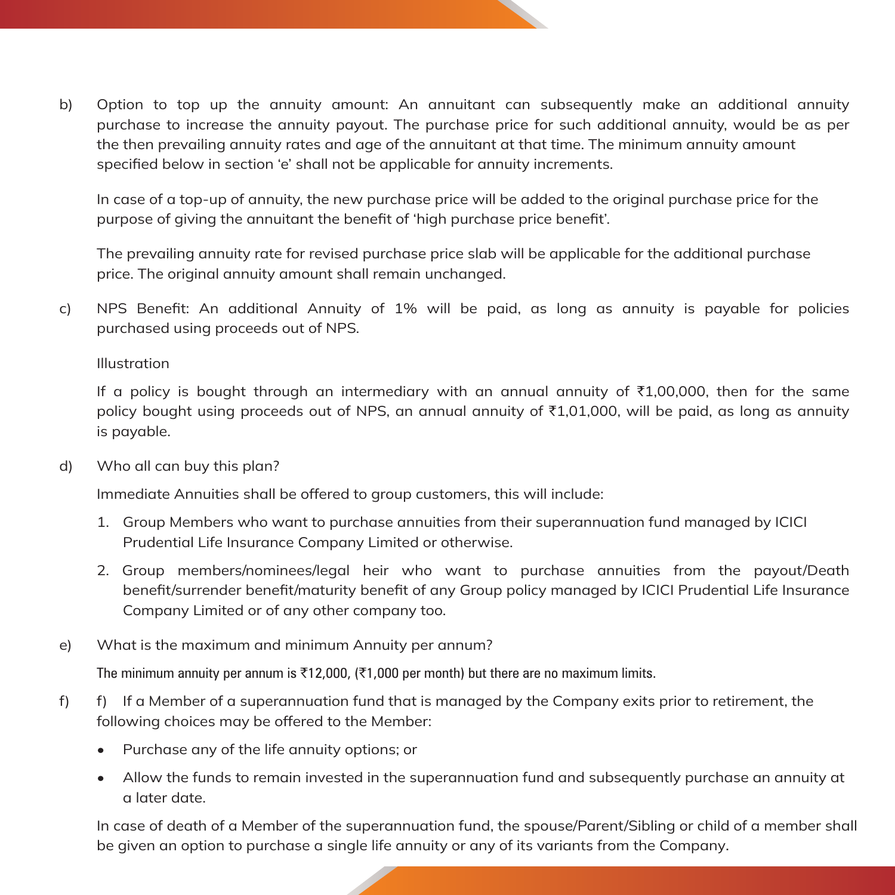b) Option to top up the annuity amount: An annuitant can subsequently make an additional annuity purchase to increase the annuity payout. The purchase price for such additional annuity, would be as per the then prevailing annuity rates and age of the annuitant at that time. The minimum annuity amount specified below in section 'e' shall not be applicable for annuity increments.

   In case of a top-up of annuity, the new purchase price will be added to the original purchase price for the purpose of giving the annuitant the benefit of 'high purchase price benefit'.

   The prevailing annuity rate for revised purchase price slab will be applicable for the additional purchase price. The original annuity amount shall remain unchanged.

c) NPS Benefit: An additional Annuity of 1% will be paid, as long as annuity is payable for policies purchased using proceeds out of NPS.

   Illustration

   If a policy is bought through an intermediary with an annual annuity of ₹1,00,000, then for the same policy bought using proceeds out of NPS, an annual annuity of ₹1,01,000, will be paid, as long as annuity is payable.

d) Who all can buy this plan?

   Immediate Annuities shall be offered to group customers, this will include:

   1. Group Members who want to purchase annuities from their superannuation fund managed by ICICI Prudential Life Insurance Company Limited or otherwise.
   2. Group members/nominees/legal heir who want to purchase annuities from the payout/Death benefit/surrender benefit/maturity benefit of any Group policy managed by ICICI Prudential Life Insurance Company Limited or of any other company too.

e) What is the maximum and minimum Annuity per annum?

   The minimum annuity per annum is ₹12,000, (₹1,000 per month) but there are no maximum limits.

f) f) If a Member of a superannuation fund that is managed by the Company exits prior to retirement, the following choices may be offered to the Member:

   - Purchase any of the life annuity options; or
   - Allow the funds to remain invested in the superannuation fund and subsequently purchase an annuity at a later date.

   In case of death of a Member of the superannuation fund, the spouse/Parent/Sibling or child of a member shall be given an option to purchase a single life annuity or any of its variants from the Company.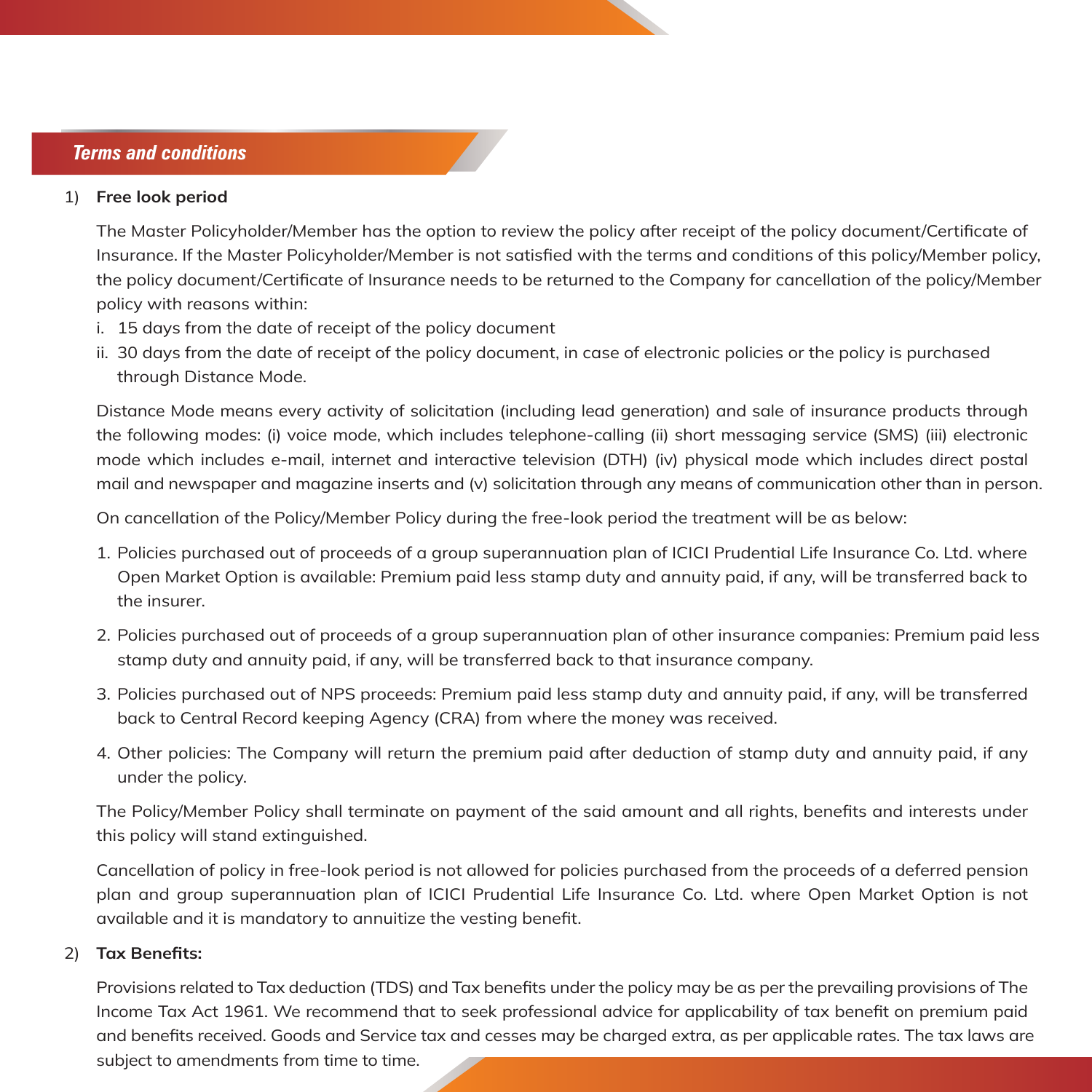## *Terms and conditions*

1) **Free look period**

The Master Policyholder/Member has the option to review the policy after receipt of the policy document/Certificate of Insurance. If the Master Policyholder/Member is not satisfied with the terms and conditions of this policy/Member policy, the policy document/Certificate of Insurance needs to be returned to the Company for cancellation of the policy/Member policy with reasons within:

i. 15 days from the date of receipt of the policy document

ii. 30 days from the date of receipt of the policy document, in case of electronic policies or the policy is purchased through Distance Mode.

Distance Mode means every activity of solicitation (including lead generation) and sale of insurance products through the following modes: (i) voice mode, which includes telephone-calling (ii) short messaging service (SMS) (iii) electronic mode which includes e-mail, internet and interactive television (DTH) (iv) physical mode which includes direct postal mail and newspaper and magazine inserts and (v) solicitation through any means of communication other than in person.

On cancellation of the Policy/Member Policy during the free-look period the treatment will be as below:

1. Policies purchased out of proceeds of a group superannuation plan of ICICI Prudential Life Insurance Co. Ltd. where Open Market Option is available: Premium paid less stamp duty and annuity paid, if any, will be transferred back to the insurer.
2. Policies purchased out of proceeds of a group superannuation plan of other insurance companies: Premium paid less stamp duty and annuity paid, if any, will be transferred back to that insurance company.
3. Policies purchased out of NPS proceeds: Premium paid less stamp duty and annuity paid, if any, will be transferred back to Central Record keeping Agency (CRA) from where the money was received.
4. Other policies: The Company will return the premium paid after deduction of stamp duty and annuity paid, if any under the policy.

The Policy/Member Policy shall terminate on payment of the said amount and all rights, benefits and interests under this policy will stand extinguished.

Cancellation of policy in free-look period is not allowed for policies purchased from the proceeds of a deferred pension plan and group superannuation plan of ICICI Prudential Life Insurance Co. Ltd. where Open Market Option is not available and it is mandatory to annuitize the vesting benefit.

2) **Tax Benefits:**

Provisions related to Tax deduction (TDS) and Tax benefits under the policy may be as per the prevailing provisions of The Income Tax Act 1961. We recommend that to seek professional advice for applicability of tax benefit on premium paid and benefits received. Goods and Service tax and cesses may be charged extra, as per applicable rates. The tax laws are subject to amendments from time to time.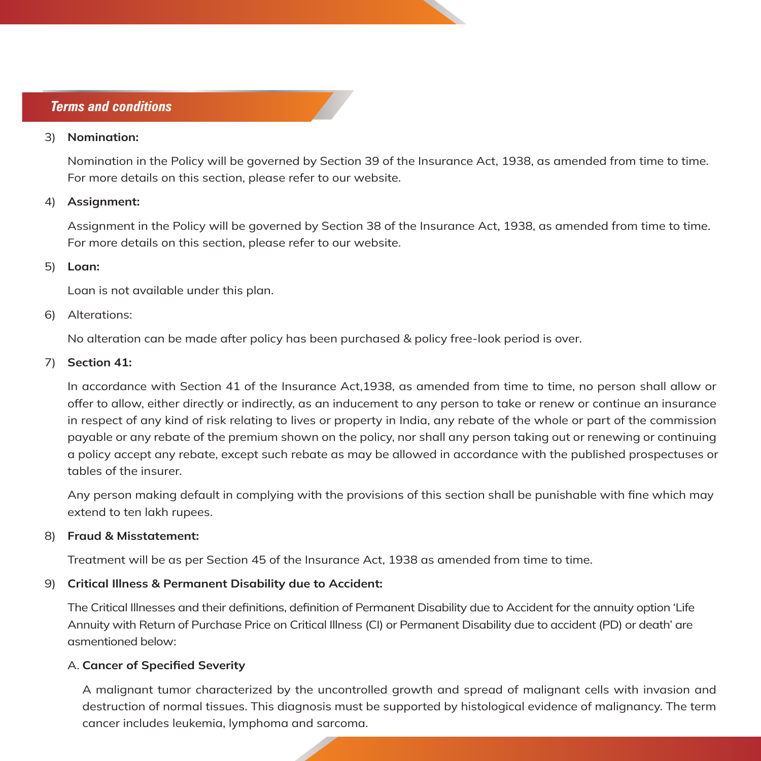## *Terms and conditions*

3) **Nomination:**

Nomination in the Policy will be governed by Section 39 of the Insurance Act, 1938, as amended from time to time. For more details on this section, please refer to our website.

4) **Assignment:**

Assignment in the Policy will be governed by Section 38 of the Insurance Act, 1938, as amended from time to time. For more details on this section, please refer to our website.

5) **Loan:**

Loan is not available under this plan.

6) Alterations:

No alteration can be made after policy has been purchased & policy free-look period is over.

7) **Section 41:**

In accordance with Section 41 of the Insurance Act,1938, as amended from time to time, no person shall allow or offer to allow, either directly or indirectly, as an inducement to any person to take or renew or continue an insurance in respect of any kind of risk relating to lives or property in India, any rebate of the whole or part of the commission payable or any rebate of the premium shown on the policy, nor shall any person taking out or renewing or continuing a policy accept any rebate, except such rebate as may be allowed in accordance with the published prospectuses or tables of the insurer.

Any person making default in complying with the provisions of this section shall be punishable with fine which may extend to ten lakh rupees.

8) **Fraud & Misstatement:**

Treatment will be as per Section 45 of the Insurance Act, 1938 as amended from time to time.

9) **Critical Illness & Permanent Disability due to Accident:**

The Critical Illnesses and their definitions, definition of Permanent Disability due to Accident for the annuity option 'Life Annuity with Return of Purchase Price on Critical Illness (CI) or Permanent Disability due to accident (PD) or death' are asmentioned below:

A. **Cancer of Specified Severity**

A malignant tumor characterized by the uncontrolled growth and spread of malignant cells with invasion and destruction of normal tissues. This diagnosis must be supported by histological evidence of malignancy. The term cancer includes leukemia, lymphoma and sarcoma.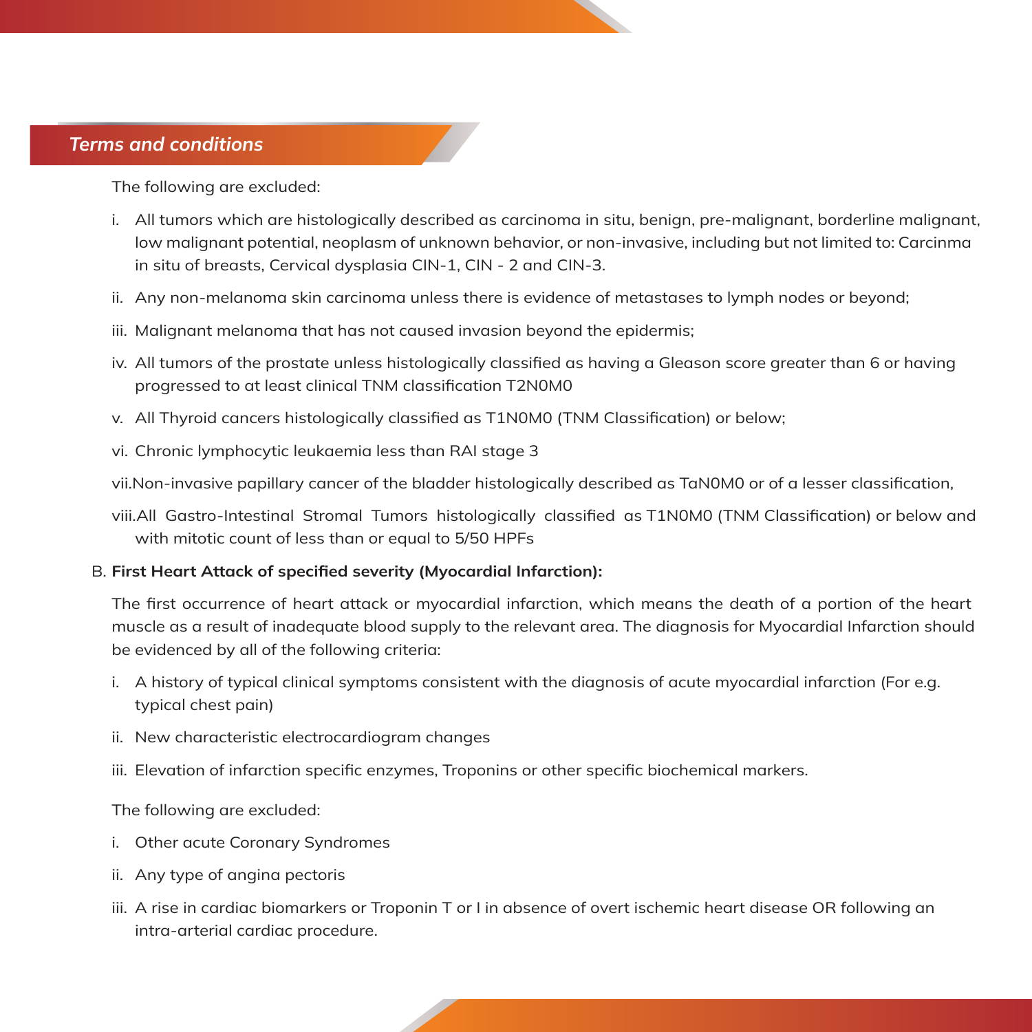## *Terms and conditions*

The following are excluded:

i. All tumors which are histologically described as carcinoma in situ, benign, pre-malignant, borderline malignant, low malignant potential, neoplasm of unknown behavior, or non-invasive, including but not limited to: Carcinma in situ of breasts, Cervical dysplasia CIN-1, CIN - 2 and CIN-3.

ii. Any non-melanoma skin carcinoma unless there is evidence of metastases to lymph nodes or beyond;

iii. Malignant melanoma that has not caused invasion beyond the epidermis;

iv. All tumors of the prostate unless histologically classified as having a Gleason score greater than 6 or having progressed to at least clinical TNM classification T2N0M0

v. All Thyroid cancers histologically classified as T1N0M0 (TNM Classification) or below;

vi. Chronic lymphocytic leukaemia less than RAI stage 3

vii. Non-invasive papillary cancer of the bladder histologically described as TaN0M0 or of a lesser classification,

viii. All Gastro-Intestinal Stromal Tumors histologically classified as T1N0M0 (TNM Classification) or below and with mitotic count of less than or equal to 5/50 HPFs

B. **First Heart Attack of specified severity (Myocardial Infarction):**

The first occurrence of heart attack or myocardial infarction, which means the death of a portion of the heart muscle as a result of inadequate blood supply to the relevant area. The diagnosis for Myocardial Infarction should be evidenced by all of the following criteria:

i. A history of typical clinical symptoms consistent with the diagnosis of acute myocardial infarction (For e.g. typical chest pain)

ii. New characteristic electrocardiogram changes

iii. Elevation of infarction specific enzymes, Troponins or other specific biochemical markers.

The following are excluded:

i. Other acute Coronary Syndromes

ii. Any type of angina pectoris

iii. A rise in cardiac biomarkers or Troponin T or I in absence of overt ischemic heart disease OR following an intra-arterial cardiac procedure.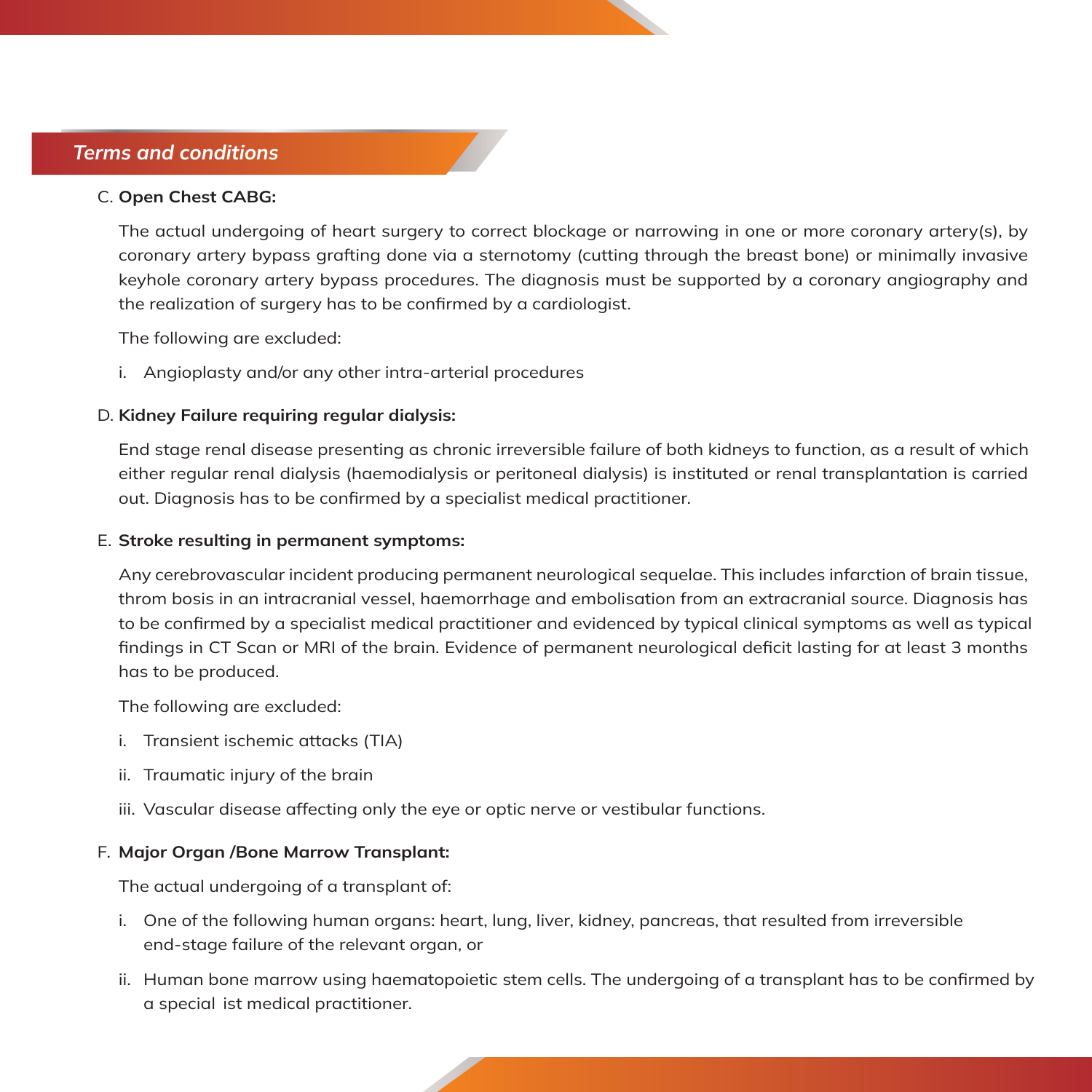## *Terms and conditions*

C. **Open Chest CABG:**

The actual undergoing of heart surgery to correct blockage or narrowing in one or more coronary artery(s), by coronary artery bypass grafting done via a sternotomy (cutting through the breast bone) or minimally invasive keyhole coronary artery bypass procedures. The diagnosis must be supported by a coronary angiography and the realization of surgery has to be confirmed by a cardiologist.

The following are excluded:

i. Angioplasty and/or any other intra-arterial procedures

D. **Kidney Failure requiring regular dialysis:**

End stage renal disease presenting as chronic irreversible failure of both kidneys to function, as a result of which either regular renal dialysis (haemodialysis or peritoneal dialysis) is instituted or renal transplantation is carried out. Diagnosis has to be confirmed by a specialist medical practitioner.

E. **Stroke resulting in permanent symptoms:**

Any cerebrovascular incident producing permanent neurological sequelae. This includes infarction of brain tissue, throm bosis in an intracranial vessel, haemorrhage and embolisation from an extracranial source. Diagnosis has to be confirmed by a specialist medical practitioner and evidenced by typical clinical symptoms as well as typical findings in CT Scan or MRI of the brain. Evidence of permanent neurological deficit lasting for at least 3 months has to be produced.

The following are excluded:

i. Transient ischemic attacks (TIA)

ii. Traumatic injury of the brain

iii. Vascular disease affecting only the eye or optic nerve or vestibular functions.

F. **Major Organ /Bone Marrow Transplant:**

The actual undergoing of a transplant of:

i. One of the following human organs: heart, lung, liver, kidney, pancreas, that resulted from irreversible end-stage failure of the relevant organ, or

ii. Human bone marrow using haematopoietic stem cells. The undergoing of a transplant has to be confirmed by a special ist medical practitioner.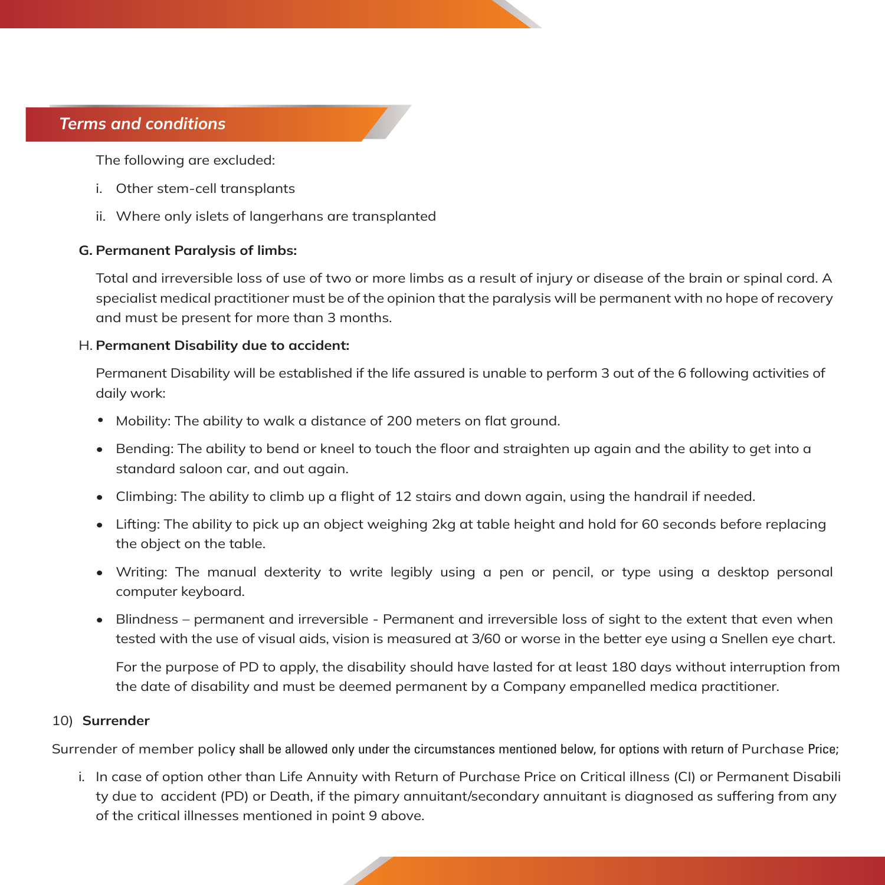## *Terms and conditions*

The following are excluded:

i. Other stem-cell transplants

ii. Where only islets of langerhans are transplanted

**G. Permanent Paralysis of limbs:**

Total and irreversible loss of use of two or more limbs as a result of injury or disease of the brain or spinal cord. A specialist medical practitioner must be of the opinion that the paralysis will be permanent with no hope of recovery and must be present for more than 3 months.

H. **Permanent Disability due to accident:**

Permanent Disability will be established if the life assured is unable to perform 3 out of the 6 following activities of daily work:

- Mobility: The ability to walk a distance of 200 meters on flat ground.
- Bending: The ability to bend or kneel to touch the floor and straighten up again and the ability to get into a standard saloon car, and out again.
- Climbing: The ability to climb up a flight of 12 stairs and down again, using the handrail if needed.
- Lifting: The ability to pick up an object weighing 2kg at table height and hold for 60 seconds before replacing the object on the table.
- Writing: The manual dexterity to write legibly using a pen or pencil, or type using a desktop personal computer keyboard.
- Blindness – permanent and irreversible - Permanent and irreversible loss of sight to the extent that even when tested with the use of visual aids, vision is measured at 3/60 or worse in the better eye using a Snellen eye chart.

  For the purpose of PD to apply, the disability should have lasted for at least 180 days without interruption from the date of disability and must be deemed permanent by a Company empanelled medica practitioner.

10) **Surrender**

Surrender of member policy shall be allowed only under the circumstances mentioned below, for options with return of Purchase Price;

i. In case of option other than Life Annuity with Return of Purchase Price on Critical illness (CI) or Permanent Disabili ty due to accident (PD) or Death, if the pimary annuitant/secondary annuitant is diagnosed as suffering from any of the critical illnesses mentioned in point 9 above.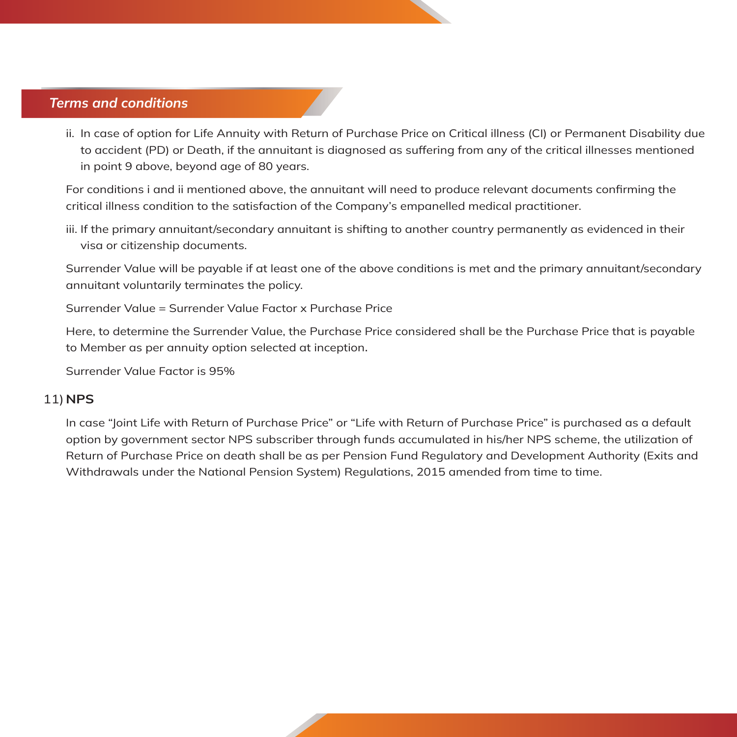## *Terms and conditions*

ii. In case of option for Life Annuity with Return of Purchase Price on Critical illness (CI) or Permanent Disability due to accident (PD) or Death, if the annuitant is diagnosed as suffering from any of the critical illnesses mentioned in point 9 above, beyond age of 80 years.

For conditions i and ii mentioned above, the annuitant will need to produce relevant documents confirming the critical illness condition to the satisfaction of the Company's empanelled medical practitioner.

iii. If the primary annuitant/secondary annuitant is shifting to another country permanently as evidenced in their visa or citizenship documents.

Surrender Value will be payable if at least one of the above conditions is met and the primary annuitant/secondary annuitant voluntarily terminates the policy.

Surrender Value = Surrender Value Factor x Purchase Price

Here, to determine the Surrender Value, the Purchase Price considered shall be the Purchase Price that is payable to Member as per annuity option selected at inception.

Surrender Value Factor is 95%

11) **NPS**

In case "Joint Life with Return of Purchase Price" or "Life with Return of Purchase Price" is purchased as a default option by government sector NPS subscriber through funds accumulated in his/her NPS scheme, the utilization of Return of Purchase Price on death shall be as per Pension Fund Regulatory and Development Authority (Exits and Withdrawals under the National Pension System) Regulations, 2015 amended from time to time.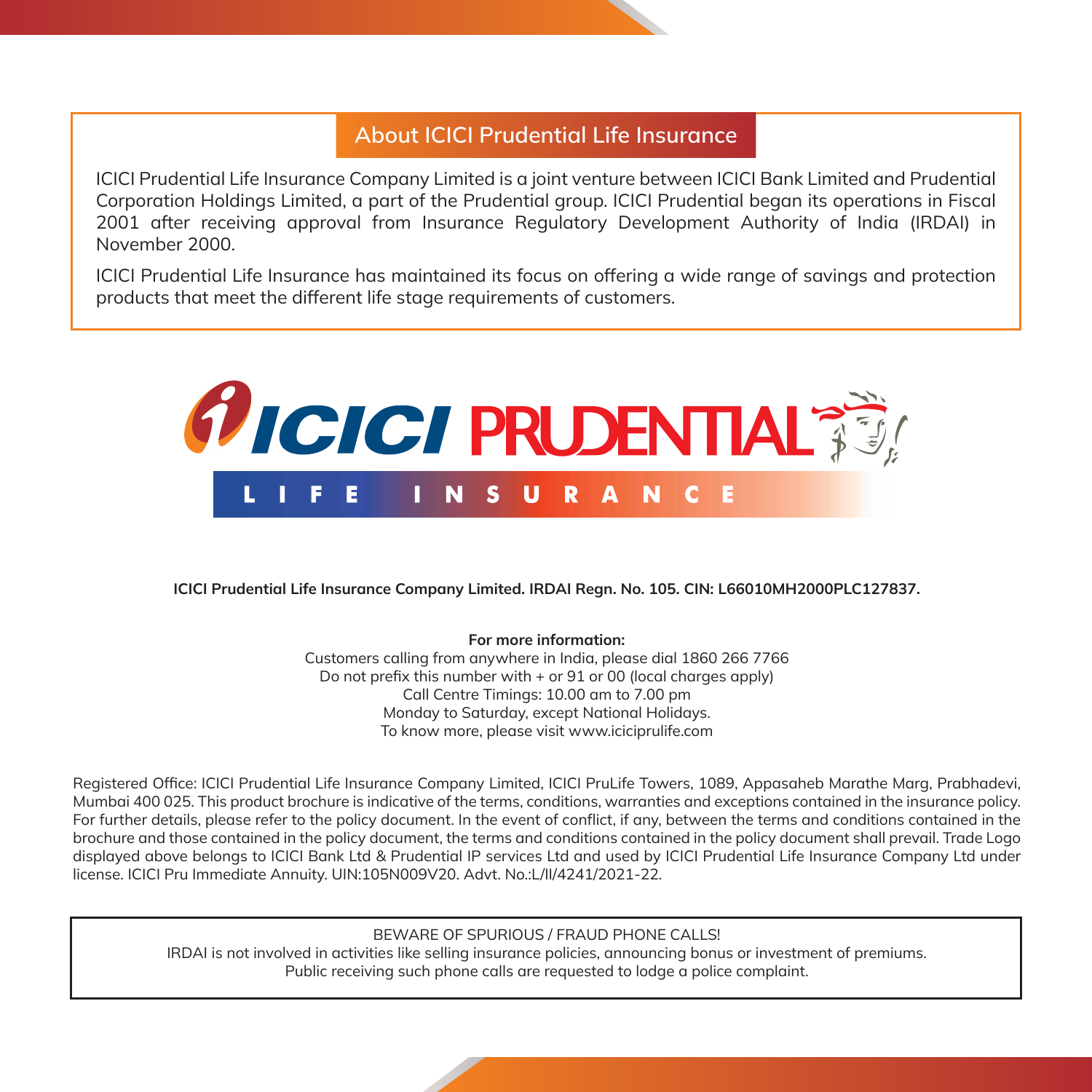## About ICICI Prudential Life Insurance

ICICI Prudential Life Insurance Company Limited is a joint venture between ICICI Bank Limited and Prudential Corporation Holdings Limited, a part of the Prudential group. ICICI Prudential began its operations in Fiscal 2001 after receiving approval from Insurance Regulatory Development Authority of India (IRDAI) in November 2000.

ICICI Prudential Life Insurance has maintained its focus on offering a wide range of savings and protection products that meet the different life stage requirements of customers.

**ICICI Prudential Life Insurance Company Limited. IRDAI Regn. No. 105. CIN: L66010MH2000PLC127837.**

**For more information:**

Customers calling from anywhere in India, please dial 1860 266 7766
Do not prefix this number with + or 91 or 00 (local charges apply)
Call Centre Timings: 10.00 am to 7.00 pm
Monday to Saturday, except National Holidays.
To know more, please visit www.iciciprulife.com

Registered Office: ICICI Prudential Life Insurance Company Limited, ICICI PruLife Towers, 1089, Appasaheb Marathe Marg, Prabhadevi, Mumbai 400 025. This product brochure is indicative of the terms, conditions, warranties and exceptions contained in the insurance policy. For further details, please refer to the policy document. In the event of conflict, if any, between the terms and conditions contained in the brochure and those contained in the policy document, the terms and conditions contained in the policy document shall prevail. Trade Logo displayed above belongs to ICICI Bank Ltd & Prudential IP services Ltd and used by ICICI Prudential Life Insurance Company Ltd under license. ICICI Pru Immediate Annuity. UIN:105N009V20. Advt. No.:L/II/4241/2021-22.

BEWARE OF SPURIOUS / FRAUD PHONE CALLS!
IRDAI is not involved in activities like selling insurance policies, announcing bonus or investment of premiums.
Public receiving such phone calls are requested to lodge a police complaint.